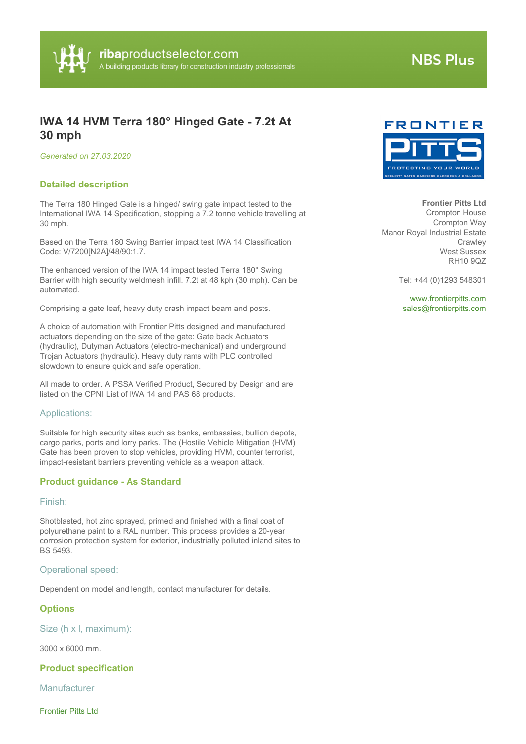ribaproductselector.com
A building products library for construction industry professionals

NBS Plus

# IWA 14 HVM Terra 180° Hinged Gate - 7.2t At 30 mph

*Generated on 27.03.2020*

**Frontier Pitts Ltd**
Crompton House
Crompton Way
Manor Royal Industrial Estate
Crawley
West Sussex
RH10 9QZ

Tel: +44 (0)1293 548301

www.frontierpitts.com
sales@frontierpitts.com

## Detailed description

The Terra 180 Hinged Gate is a hinged/ swing gate impact tested to the International IWA 14 Specification, stopping a 7.2 tonne vehicle travelling at 30 mph.

Based on the Terra 180 Swing Barrier impact test IWA 14 Classification Code: V/7200[N2A]/48/90:1.7.

The enhanced version of the IWA 14 impact tested Terra 180° Swing Barrier with high security weldmesh infill. 7.2t at 48 kph (30 mph). Can be automated.

Comprising a gate leaf, heavy duty crash impact beam and posts.

A choice of automation with Frontier Pitts designed and manufactured actuators depending on the size of the gate: Gate back Actuators (hydraulic), Dutyman Actuators (electro-mechanical) and underground Trojan Actuators (hydraulic). Heavy duty rams with PLC controlled slowdown to ensure quick and safe operation.

All made to order. A PSSA Verified Product, Secured by Design and are listed on the CPNI List of IWA 14 and PAS 68 products.

### Applications:

Suitable for high security sites such as banks, embassies, bullion depots, cargo parks, ports and lorry parks. The (Hostile Vehicle Mitigation (HVM) Gate has been proven to stop vehicles, providing HVM, counter terrorist, impact-resistant barriers preventing vehicle as a weapon attack.

## Product guidance - As Standard

### Finish:

Shotblasted, hot zinc sprayed, primed and finished with a final coat of polyurethane paint to a RAL number. This process provides a 20-year corrosion protection system for exterior, industrially polluted inland sites to BS 5493.

### Operational speed:

Dependent on model and length, contact manufacturer for details.

## Options

### Size (h x l, maximum):

3000 x 6000 mm.

## Product specification

### Manufacturer

Frontier Pitts Ltd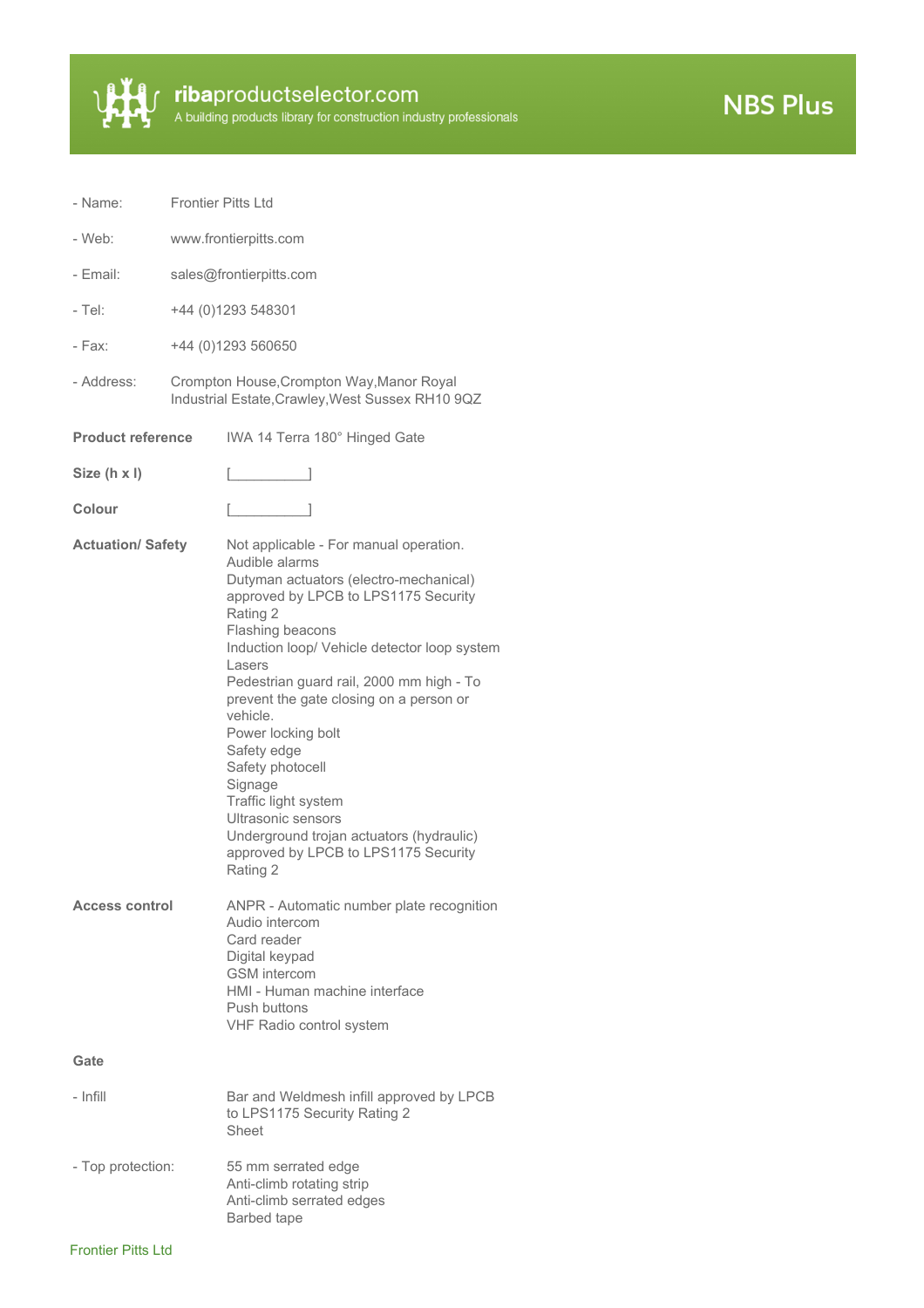- Name: Frontier Pitts Ltd

- Web: www.frontierpitts.com

- Email: sales@frontierpitts.com

- Tel: +44 (0)1293 548301

- Fax: +44 (0)1293 560650

- Address: Crompton House,Crompton Way,Manor Royal Industrial Estate,Crawley,West Sussex RH10 9QZ

**Product reference** IWA 14 Terra 180° Hinged Gate

**Size (h x l)** [__________]

**Colour** [__________]

**Actuation/ Safety**

Not applicable - For manual operation.
Audible alarms
Dutyman actuators (electro-mechanical) approved by LPCB to LPS1175 Security Rating 2
Flashing beacons
Induction loop/ Vehicle detector loop system
Lasers
Pedestrian guard rail, 2000 mm high - To prevent the gate closing on a person or vehicle.
Power locking bolt
Safety edge
Safety photocell
Signage
Traffic light system
Ultrasonic sensors
Underground trojan actuators (hydraulic) approved by LPCB to LPS1175 Security Rating 2

**Access control**

ANPR - Automatic number plate recognition
Audio intercom
Card reader
Digital keypad
GSM intercom
HMI - Human machine interface
Push buttons
VHF Radio control system

**Gate**

- Infill

Bar and Weldmesh infill approved by LPCB to LPS1175 Security Rating 2
Sheet

- Top protection:

55 mm serrated edge
Anti-climb rotating strip
Anti-climb serrated edges
Barbed tape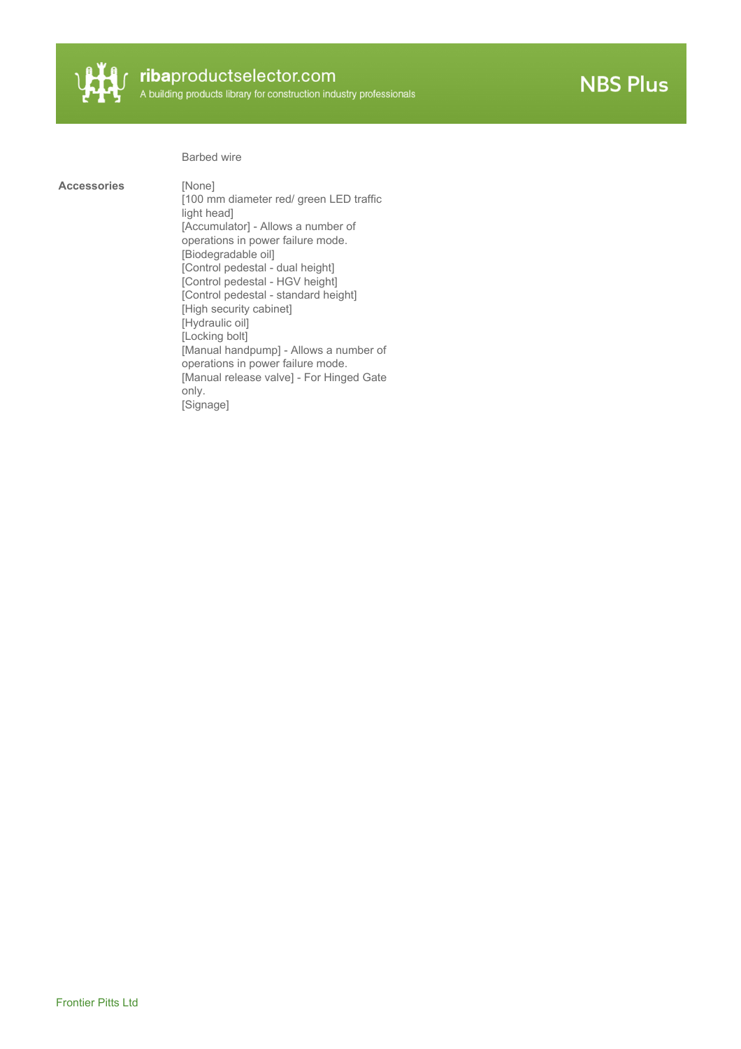Barbed wire

**Accessories**

[None]
[100 mm diameter red/ green LED traffic light head]
[Accumulator] - Allows a number of operations in power failure mode.
[Biodegradable oil]
[Control pedestal - dual height]
[Control pedestal - HGV height]
[Control pedestal - standard height]
[High security cabinet]
[Hydraulic oil]
[Locking bolt]
[Manual handpump] - Allows a number of operations in power failure mode.
[Manual release valve] - For Hinged Gate only.
[Signage]